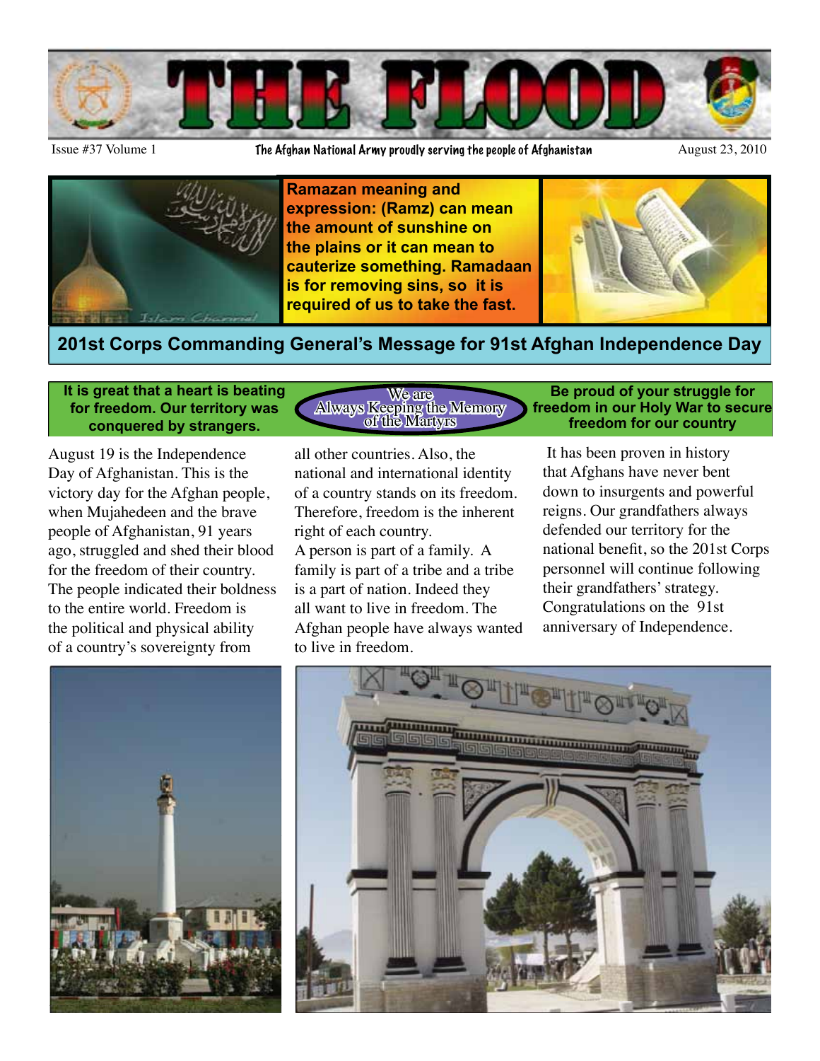# THE FLOOD

Issue #37 Volume 1 | The Afghan National Army proudly serving the people of Afghanistan | August 23, 2010

**Ramazan meaning and expression: (Ramz) can mean the amount of sunshine on the plains or it can mean to cauterize something. Ramadaan is for removing sins, so it is required of us to take the fast.**

## 201st Corps Commanding General's Message for 91st Afghan Independence Day

**It is great that a heart is beating for freedom. Our territory was conquered by strangers.**

We are Always Keeping the Memory of the Martyrs

**Be proud of your struggle for freedom in our Holy War to secure freedom for our country**

August 19 is the Independence Day of Afghanistan. This is the victory day for the Afghan people, when Mujahedeen and the brave people of Afghanistan, 91 years ago, struggled and shed their blood for the freedom of their country. The people indicated their boldness to the entire world. Freedom is the political and physical ability of a country's sovereignty from all other countries. Also, the national and international identity of a country stands on its freedom. Therefore, freedom is the inherent right of each country.

A person is part of a family. A family is part of a tribe and a tribe is a part of nation. Indeed they all want to live in freedom. The Afghan people have always wanted to live in freedom.

It has been proven in history that Afghans have never bent down to insurgents and powerful reigns. Our grandfathers always defended our territory for the national benefit, so the 201st Corps personnel will continue following their grandfathers' strategy. Congratulations on the 91st anniversary of Independence.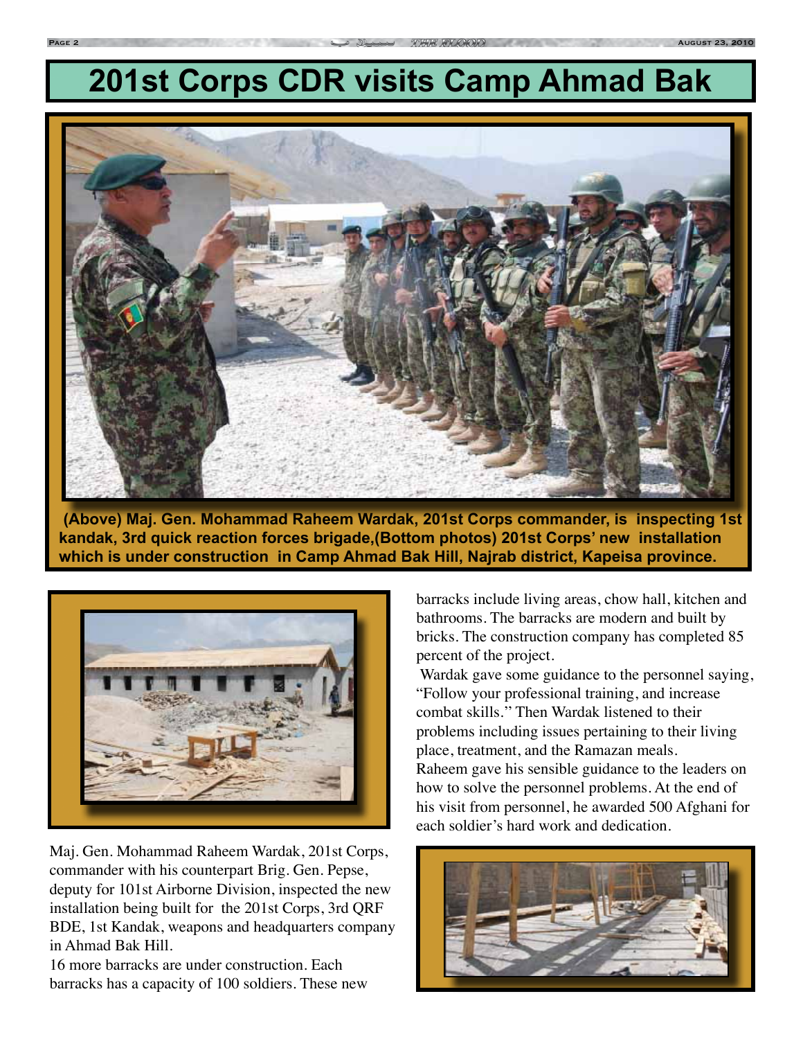# 201st Corps CDR visits Camp Ahmad Bak

**(Above) Maj. Gen. Mohammad Raheem Wardak, 201st Corps commander, is inspecting 1st kandak, 3rd quick reaction forces brigade,(Bottom photos) 201st Corps' new installation which is under construction in Camp Ahmad Bak Hill, Najrab district, Kapeisa province.**

Maj. Gen. Mohammad Raheem Wardak, 201st Corps, commander with his counterpart Brig. Gen. Pepse, deputy for 101st Airborne Division, inspected the new installation being built for the 201st Corps, 3rd QRF BDE, 1st Kandak, weapons and headquarters company in Ahmad Bak Hill.

16 more barracks are under construction. Each barracks has a capacity of 100 soldiers. These new barracks include living areas, chow hall, kitchen and bathrooms. The barracks are modern and built by bricks. The construction company has completed 85 percent of the project.

Wardak gave some guidance to the personnel saying, "Follow your professional training, and increase combat skills." Then Wardak listened to their problems including issues pertaining to their living place, treatment, and the Ramazan meals.

Raheem gave his sensible guidance to the leaders on how to solve the personnel problems. At the end of his visit from personnel, he awarded 500 Afghani for each soldier's hard work and dedication.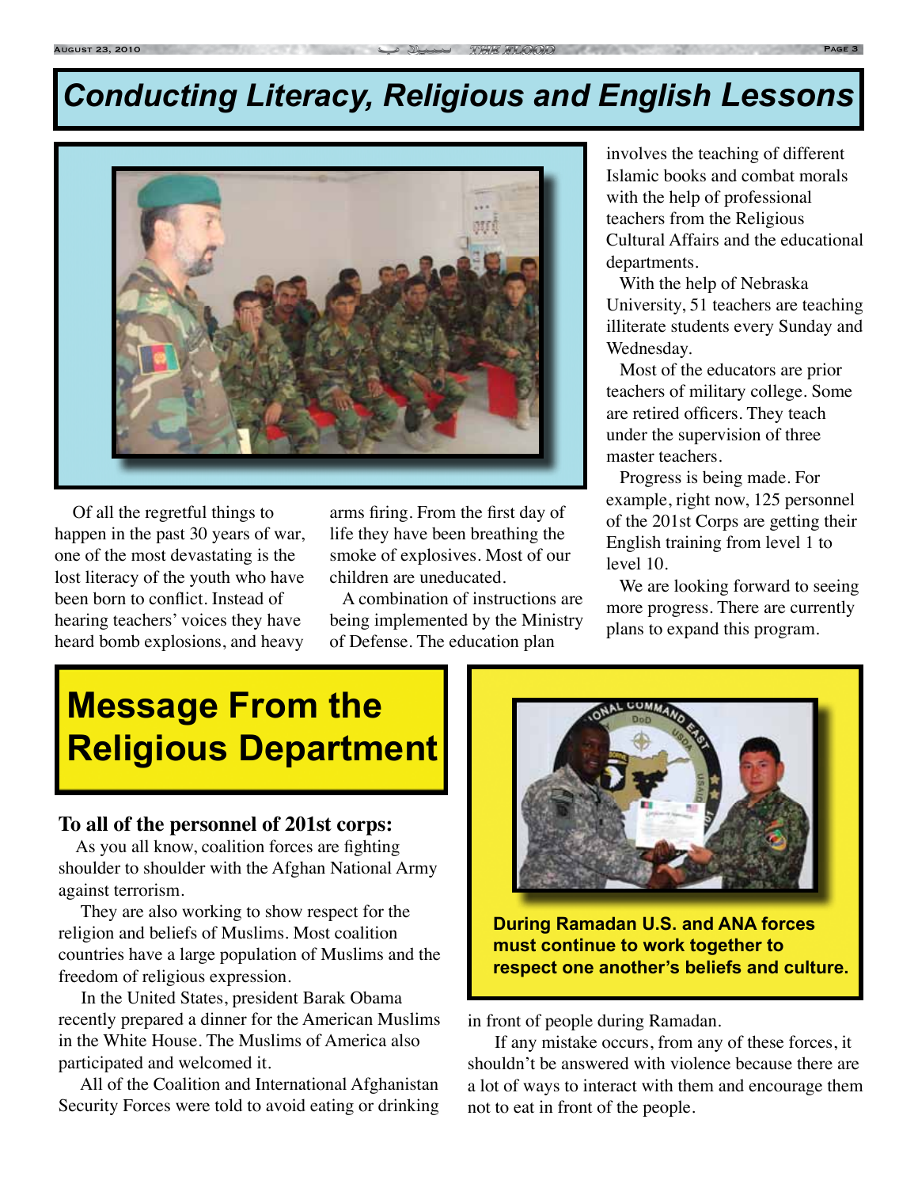# Conducting Literacy, Religious and English Lessons

Of all the regretful things to happen in the past 30 years of war, one of the most devastating is the lost literacy of the youth who have been born to conflict. Instead of hearing teachers' voices they have heard bomb explosions, and heavy arms firing. From the first day of life they have been breathing the smoke of explosives. Most of our children are uneducated.

A combination of instructions are being implemented by the Ministry of Defense. The education plan involves the teaching of different Islamic books and combat morals with the help of professional teachers from the Religious Cultural Affairs and the educational departments.

With the help of Nebraska University, 51 teachers are teaching illiterate students every Sunday and Wednesday.

Most of the educators are prior teachers of military college. Some are retired officers. They teach under the supervision of three master teachers.

Progress is being made. For example, right now, 125 personnel of the 201st Corps are getting their English training from level 1 to level 10.

We are looking forward to seeing more progress. There are currently plans to expand this program.

# Message From the Religious Department

**To all of the personnel of 201st corps:**

As you all know, coalition forces are fighting shoulder to shoulder with the Afghan National Army against terrorism.

They are also working to show respect for the religion and beliefs of Muslims. Most coalition countries have a large population of Muslims and the freedom of religious expression.

In the United States, president Barak Obama recently prepared a dinner for the American Muslims in the White House. The Muslims of America also participated and welcomed it.

All of the Coalition and International Afghanistan Security Forces were told to avoid eating or drinking in front of people during Ramadan.

If any mistake occurs, from any of these forces, it shouldn't be answered with violence because there are a lot of ways to interact with them and encourage them not to eat in front of the people.

**During Ramadan U.S. and ANA forces must continue to work together to respect one another's beliefs and culture.**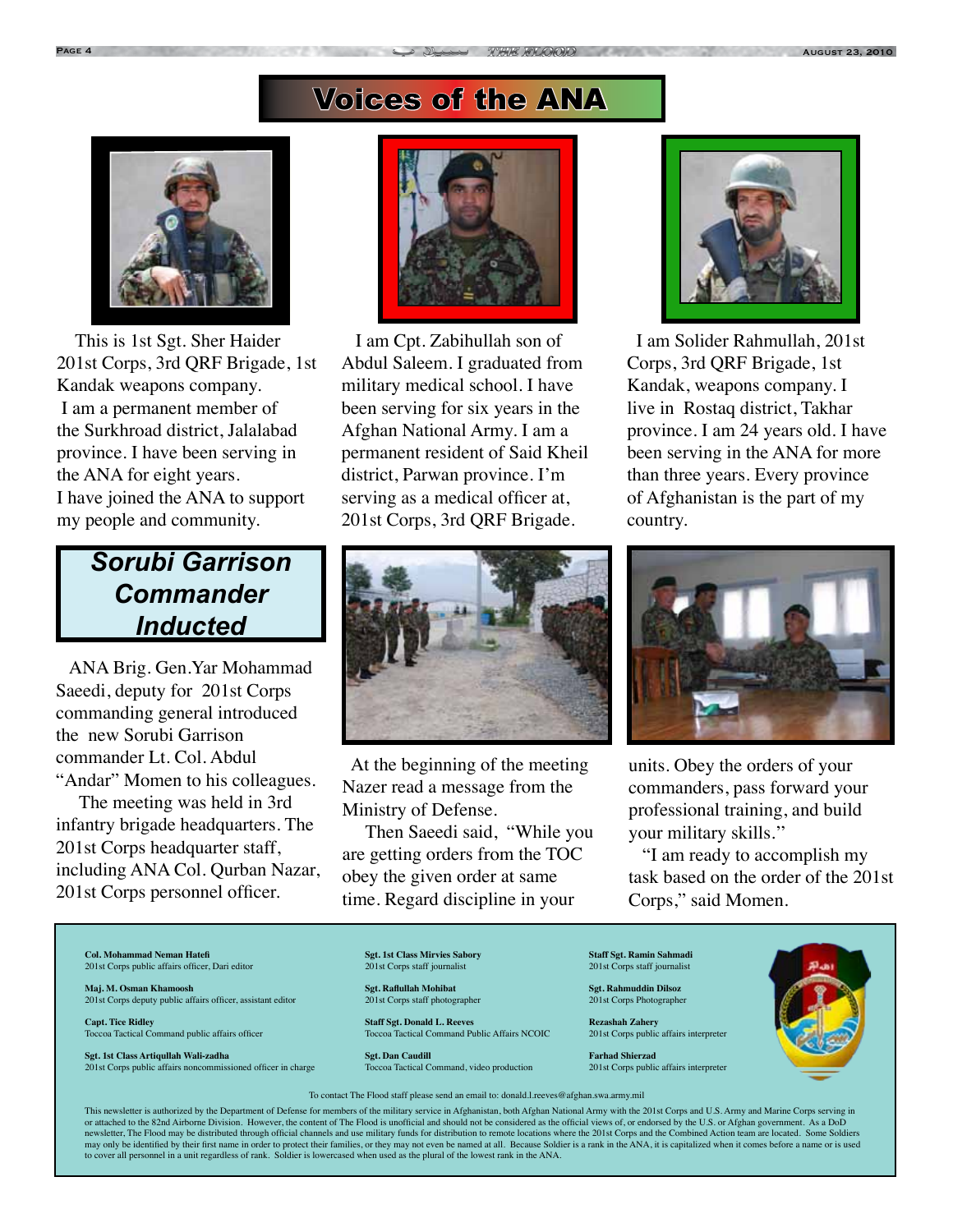# Voices of the ANA

This is 1st Sgt. Sher Haider 201st Corps, 3rd QRF Brigade, 1st Kandak weapons company. I am a permanent member of the Surkhroad district, Jalalabad province. I have been serving in the ANA for eight years. I have joined the ANA to support my people and community.

I am Cpt. Zabihullah son of Abdul Saleem. I graduated from military medical school. I have been serving for six years in the Afghan National Army. I am a permanent resident of Said Kheil district, Parwan province. I'm serving as a medical officer at, 201st Corps, 3rd QRF Brigade.

I am Solider Rahmullah, 201st Corps, 3rd QRF Brigade, 1st Kandak, weapons company. I live in Rostaq district, Takhar province. I am 24 years old. I have been serving in the ANA for more than three years. Every province of Afghanistan is the part of my country.

## *Sorubi Garrison Commander Inducted*

ANA Brig. Gen.Yar Mohammad Saeedi, deputy for 201st Corps commanding general introduced the new Sorubi Garrison commander Lt. Col. Abdul "Andar" Momen to his colleagues.

The meeting was held in 3rd infantry brigade headquarters. The 201st Corps headquarter staff, including ANA Col. Qurban Nazar, 201st Corps personnel officer.

At the beginning of the meeting Nazer read a message from the Ministry of Defense.

Then Saeedi said, "While you are getting orders from the TOC obey the given order at same time. Regard discipline in your units. Obey the orders of your commanders, pass forward your professional training, and build your military skills."

"I am ready to accomplish my task based on the order of the 201st Corps," said Momen.

---

**Col. Mohammad Neman Hatefi**
201st Corps public affairs officer, Dari editor

**Maj. M. Osman Khamoosh**
201st Corps deputy public affairs officer, assistant editor

**Capt. Tice Ridley**
Toccoa Tactical Command public affairs officer

**Sgt. 1st Class Artiqullah Wali-zadha**
201st Corps public affairs noncommissioned officer in charge

**Sgt. 1st Class Mirvies Sabory**
201st Corps staff journalist

**Sgt. Rafiullah Mohibat**
201st Corps staff photographer

**Staff Sgt. Donald L. Reeves**
Toccoa Tactical Command Public Affairs NCOIC

**Sgt. Dan Caudill**
Toccoa Tactical Command, video production

**Staff Sgt. Ramin Sahmadi**
201st Corps staff journalist

**Sgt. Rahmuddin Dilsoz**
201st Corps Photographer

**Rezashah Zahery**
201st Corps public affairs interpreter

**Farhad Shierzad**
201st Corps public affairs interpreter

To contact The Flood staff please send an email to: donald.l.reeves@afghan.swa.army.mil

This newsletter is authorized by the Department of Defense for members of the military service in Afghanistan, both Afghan National Army with the 201st Corps and U.S. Army and Marine Corps serving in or attached to the 82nd Airborne Division. However, the content of The Flood is unofficial and should not be considered as the official views of, or endorsed by the U.S. or Afghan government. As a DoD newsletter, The Flood may be distributed through official channels and use military funds for distribution to remote locations where the 201st Corps and the Combined Action team are located. Some Soldiers may only be identified by their first name in order to protect their families, or they may not even be named at all. Because Soldier is a rank in the ANA, it is capitalized when it comes before a name or is used to cover all personnel in a unit regardless of rank. Soldier is lowercased when used as the plural of the lowest rank in the ANA.